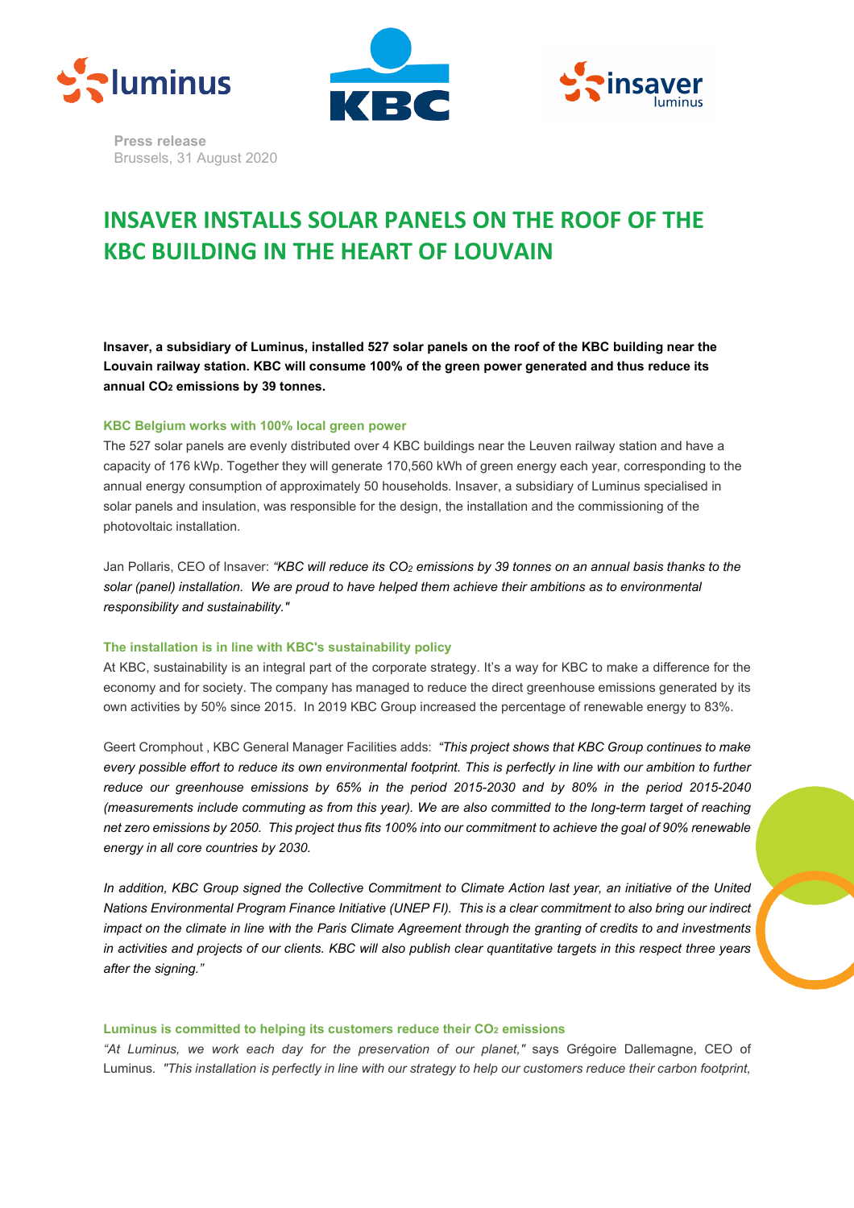**Press release**
Brussels, 31 August 2020

# INSAVER INSTALLS SOLAR PANELS ON THE ROOF OF THE KBC BUILDING IN THE HEART OF LOUVAIN

**Insaver, a subsidiary of Luminus, installed 527 solar panels on the roof of the KBC building near the Louvain railway station. KBC will consume 100% of the green power generated and thus reduce its annual $CO_2$ emissions by 39 tonnes.**

### KBC Belgium works with 100% local green power

The 527 solar panels are evenly distributed over 4 KBC buildings near the Leuven railway station and have a capacity of 176 kWp. Together they will generate 170,560 kWh of green energy each year, corresponding to the annual energy consumption of approximately 50 households. Insaver, a subsidiary of Luminus specialised in solar panels and insulation, was responsible for the design, the installation and the commissioning of the photovoltaic installation.

Jan Pollaris, CEO of Insaver: *"KBC will reduce its $CO_2$ emissions by 39 tonnes on an annual basis thanks to the solar (panel) installation. We are proud to have helped them achieve their ambitions as to environmental responsibility and sustainability."*

### The installation is in line with KBC's sustainability policy

At KBC, sustainability is an integral part of the corporate strategy. It's a way for KBC to make a difference for the economy and for society. The company has managed to reduce the direct greenhouse emissions generated by its own activities by 50% since 2015. In 2019 KBC Group increased the percentage of renewable energy to 83%.

Geert Cromphout , KBC General Manager Facilities adds: *"This project shows that KBC Group continues to make every possible effort to reduce its own environmental footprint. This is perfectly in line with our ambition to further reduce our greenhouse emissions by 65% in the period 2015-2030 and by 80% in the period 2015-2040 (measurements include commuting as from this year). We are also committed to the long-term target of reaching net zero emissions by 2050. This project thus fits 100% into our commitment to achieve the goal of 90% renewable energy in all core countries by 2030.*

*In addition, KBC Group signed the Collective Commitment to Climate Action last year, an initiative of the United Nations Environmental Program Finance Initiative (UNEP FI). This is a clear commitment to also bring our indirect impact on the climate in line with the Paris Climate Agreement through the granting of credits to and investments in activities and projects of our clients. KBC will also publish clear quantitative targets in this respect three years after the signing."*

### Luminus is committed to helping its customers reduce their $CO_2$ emissions

*"At Luminus, we work each day for the preservation of our planet,"* says Grégoire Dallemagne, CEO of Luminus. *"This installation is perfectly in line with our strategy to help our customers reduce their carbon footprint,*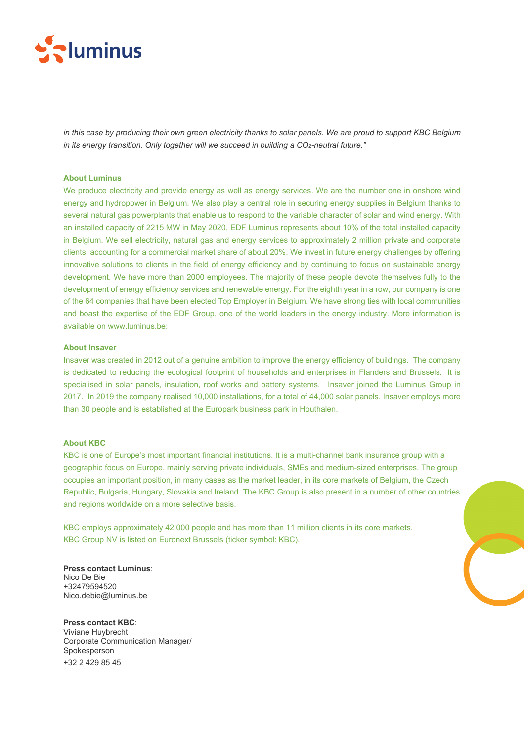*in this case by producing their own green electricity thanks to solar panels. We are proud to support KBC Belgium in its energy transition. Only together will we succeed in building a $CO_2$-neutral future."*

**About Luminus**

We produce electricity and provide energy as well as energy services. We are the number one in onshore wind energy and hydropower in Belgium. We also play a central role in securing energy supplies in Belgium thanks to several natural gas powerplants that enable us to respond to the variable character of solar and wind energy. With an installed capacity of 2215 MW in May 2020, EDF Luminus represents about 10% of the total installed capacity in Belgium. We sell electricity, natural gas and energy services to approximately 2 million private and corporate clients, accounting for a commercial market share of about 20%. We invest in future energy challenges by offering innovative solutions to clients in the field of energy efficiency and by continuing to focus on sustainable energy development. We have more than 2000 employees. The majority of these people devote themselves fully to the development of energy efficiency services and renewable energy. For the eighth year in a row, our company is one of the 64 companies that have been elected Top Employer in Belgium. We have strong ties with local communities and boast the expertise of the EDF Group, one of the world leaders in the energy industry. More information is available on www.luminus.be;

**About Insaver**

Insaver was created in 2012 out of a genuine ambition to improve the energy efficiency of buildings. The company is dedicated to reducing the ecological footprint of households and enterprises in Flanders and Brussels. It is specialised in solar panels, insulation, roof works and battery systems. Insaver joined the Luminus Group in 2017. In 2019 the company realised 10,000 installations, for a total of 44,000 solar panels. Insaver employs more than 30 people and is established at the Europark business park in Houthalen.

**About KBC**

KBC is one of Europe's most important financial institutions. It is a multi-channel bank insurance group with a geographic focus on Europe, mainly serving private individuals, SMEs and medium-sized enterprises. The group occupies an important position, in many cases as the market leader, in its core markets of Belgium, the Czech Republic, Bulgaria, Hungary, Slovakia and Ireland. The KBC Group is also present in a number of other countries and regions worldwide on a more selective basis.

KBC employs approximately 42,000 people and has more than 11 million clients in its core markets.
KBC Group NV is listed on Euronext Brussels (ticker symbol: KBC).

**Press contact Luminus**:
Nico De Bie
+32479594520
Nico.debie@luminus.be

**Press contact KBC**:
Viviane Huybrecht
Corporate Communication Manager/
Spokesperson
+32 2 429 85 45